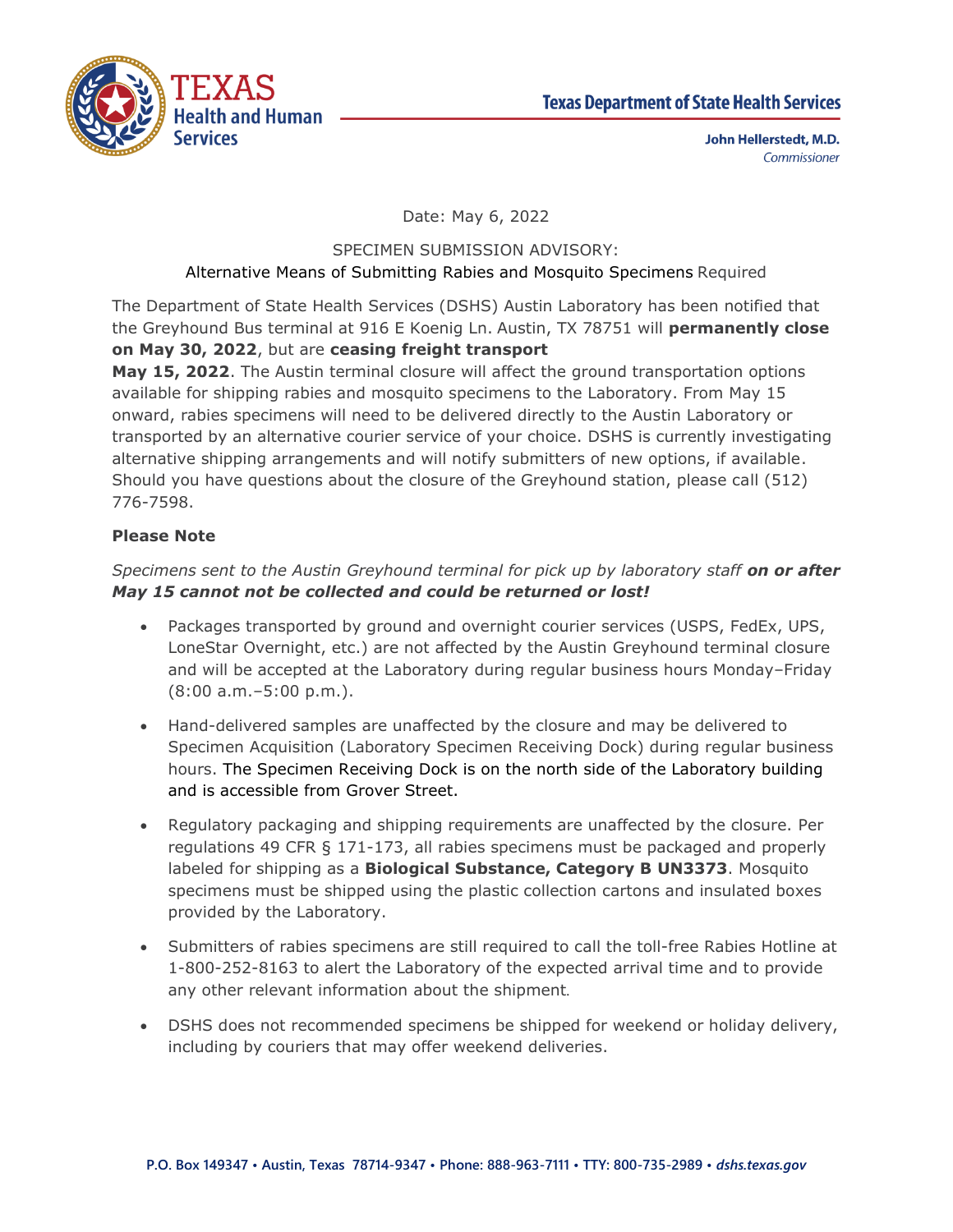**Texas Department of State Health Services**

**John Hellerstedt, M.D.**
*Commissioner*

Date: May 6, 2022

SPECIMEN SUBMISSION ADVISORY:
Alternative Means of Submitting Rabies and Mosquito Specimens Required

The Department of State Health Services (DSHS) Austin Laboratory has been notified that the Greyhound Bus terminal at 916 E Koenig Ln. Austin, TX 78751 will **permanently close on May 30, 2022**, but are **ceasing freight transport May 15, 2022**. The Austin terminal closure will affect the ground transportation options available for shipping rabies and mosquito specimens to the Laboratory. From May 15 onward, rabies specimens will need to be delivered directly to the Austin Laboratory or transported by an alternative courier service of your choice. DSHS is currently investigating alternative shipping arrangements and will notify submitters of new options, if available. Should you have questions about the closure of the Greyhound station, please call (512) 776-7598.

**Please Note**

*Specimens sent to the Austin Greyhound terminal for pick up by laboratory staff **on or after May 15 cannot not be collected and could be returned or lost!***

- Packages transported by ground and overnight courier services (USPS, FedEx, UPS, LoneStar Overnight, etc.) are not affected by the Austin Greyhound terminal closure and will be accepted at the Laboratory during regular business hours Monday–Friday (8:00 a.m.–5:00 p.m.).

- Hand-delivered samples are unaffected by the closure and may be delivered to Specimen Acquisition (Laboratory Specimen Receiving Dock) during regular business hours. The Specimen Receiving Dock is on the north side of the Laboratory building and is accessible from Grover Street.

- Regulatory packaging and shipping requirements are unaffected by the closure. Per regulations 49 CFR § 171-173, all rabies specimens must be packaged and properly labeled for shipping as a **Biological Substance, Category B UN3373**. Mosquito specimens must be shipped using the plastic collection cartons and insulated boxes provided by the Laboratory.

- Submitters of rabies specimens are still required to call the toll-free Rabies Hotline at 1-800-252-8163 to alert the Laboratory of the expected arrival time and to provide any other relevant information about the shipment.

- DSHS does not recommended specimens be shipped for weekend or holiday delivery, including by couriers that may offer weekend deliveries.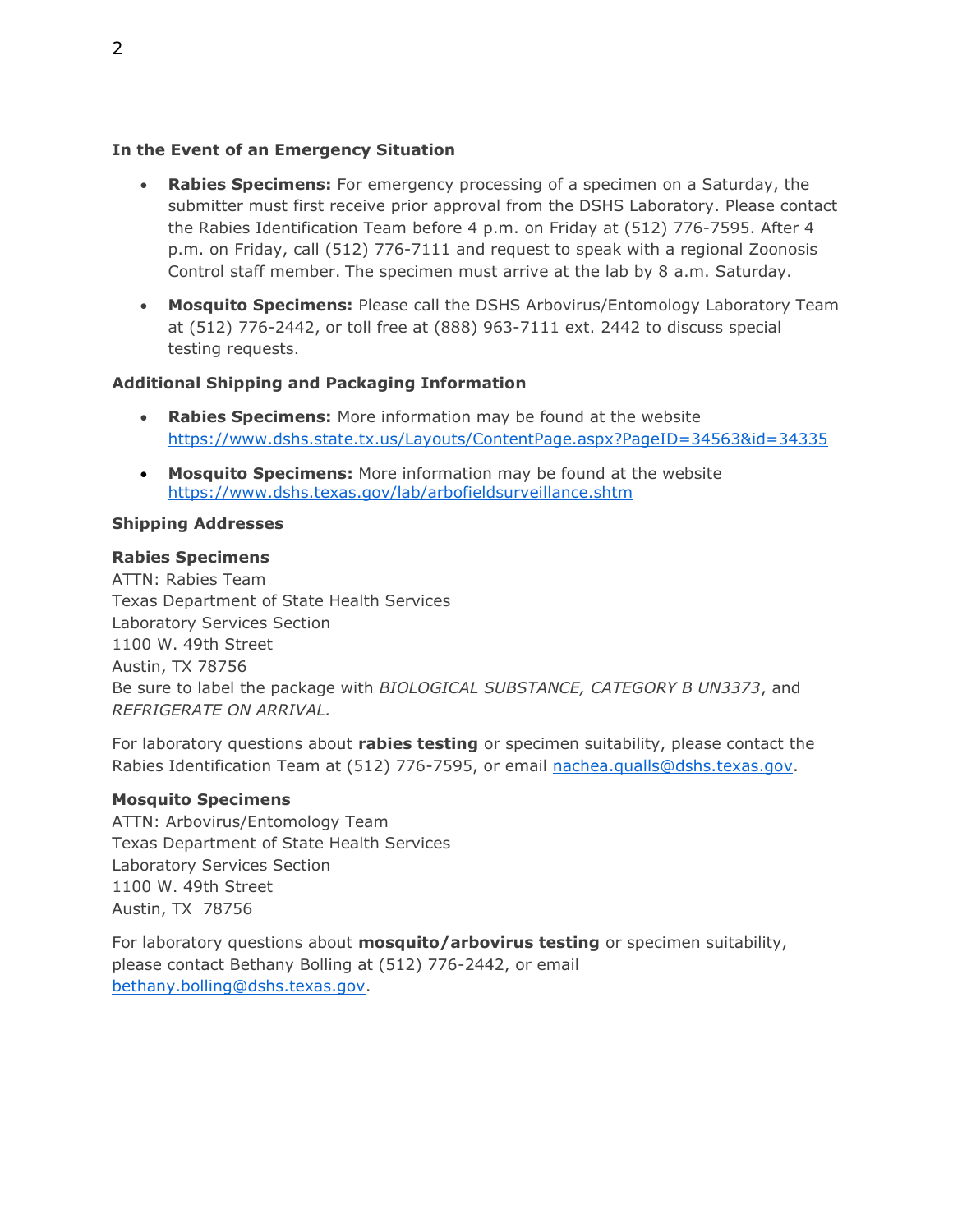**In the Event of an Emergency Situation**

- **Rabies Specimens:** For emergency processing of a specimen on a Saturday, the submitter must first receive prior approval from the DSHS Laboratory. Please contact the Rabies Identification Team before 4 p.m. on Friday at (512) 776-7595. After 4 p.m. on Friday, call (512) 776-7111 and request to speak with a regional Zoonosis Control staff member. The specimen must arrive at the lab by 8 a.m. Saturday.

- **Mosquito Specimens:** Please call the DSHS Arbovirus/Entomology Laboratory Team at (512) 776-2442, or toll free at (888) 963-7111 ext. 2442 to discuss special testing requests.

**Additional Shipping and Packaging Information**

- **Rabies Specimens:** More information may be found at the website https://www.dshs.state.tx.us/Layouts/ContentPage.aspx?PageID=34563&id=34335

- **Mosquito Specimens:** More information may be found at the website https://www.dshs.texas.gov/lab/arbofieldsurveillance.shtm

**Shipping Addresses**

**Rabies Specimens**
ATTN: Rabies Team
Texas Department of State Health Services
Laboratory Services Section
1100 W. 49th Street
Austin, TX 78756
Be sure to label the package with *BIOLOGICAL SUBSTANCE, CATEGORY B UN3373*, and *REFRIGERATE ON ARRIVAL.*

For laboratory questions about **rabies testing** or specimen suitability, please contact the Rabies Identification Team at (512) 776-7595, or email nachea.qualls@dshs.texas.gov.

**Mosquito Specimens**
ATTN: Arbovirus/Entomology Team
Texas Department of State Health Services
Laboratory Services Section
1100 W. 49th Street
Austin, TX 78756

For laboratory questions about **mosquito/arbovirus testing** or specimen suitability, please contact Bethany Bolling at (512) 776-2442, or email bethany.bolling@dshs.texas.gov.